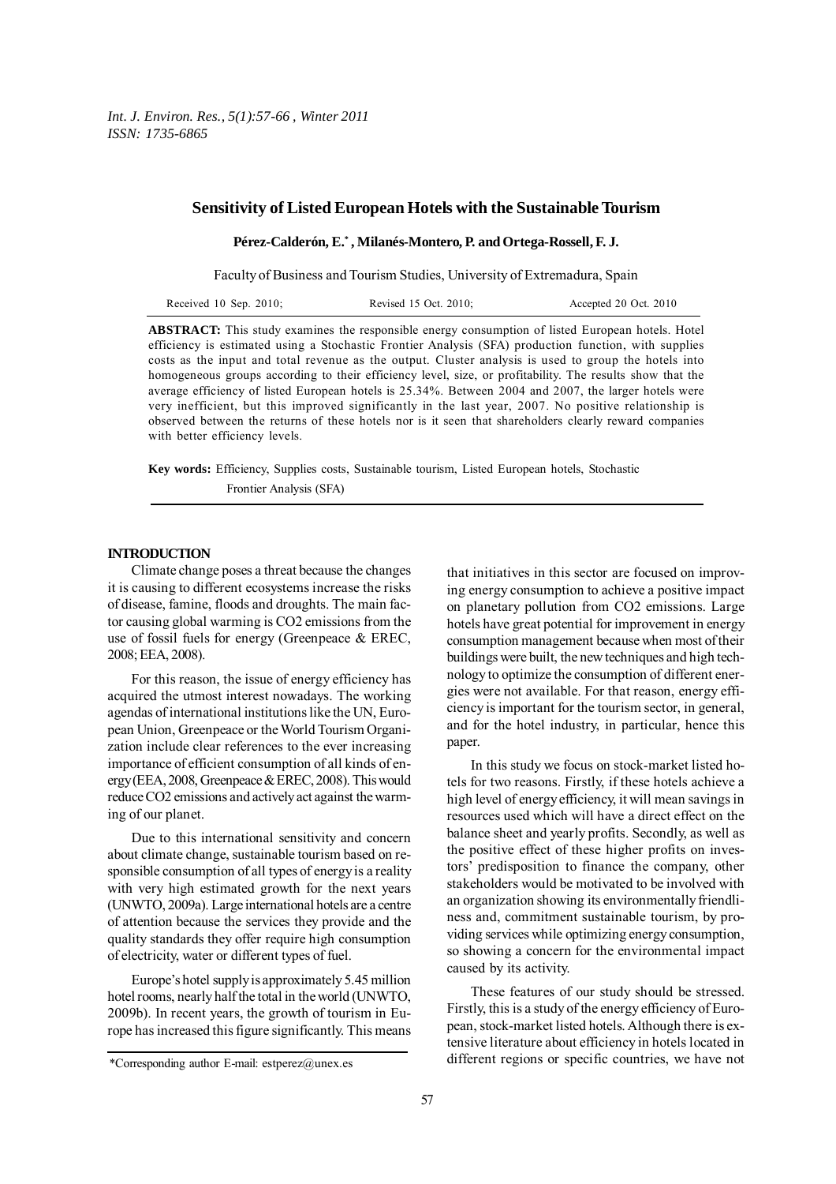# Sensitivity of Listed European Hotels with the Sustainable Tourism

**Pérez-Calderón, E.*, Milanés-Montero, P. and Ortega-Rossell, F. J.**

Faculty of Business and Tourism Studies, University of Extremadura, Spain

Received 10 Sep. 2010; Revised 15 Oct. 2010; Accepted 20 Oct. 2010

**ABSTRACT:** This study examines the responsible energy consumption of listed European hotels. Hotel efficiency is estimated using a Stochastic Frontier Analysis (SFA) production function, with supplies costs as the input and total revenue as the output. Cluster analysis is used to group the hotels into homogeneous groups according to their efficiency level, size, or profitability. The results show that the average efficiency of listed European hotels is 25.34%. Between 2004 and 2007, the larger hotels were very inefficient, but this improved significantly in the last year, 2007. No positive relationship is observed between the returns of these hotels nor is it seen that shareholders clearly reward companies with better efficiency levels.

**Key words:** Efficiency, Supplies costs, Sustainable tourism, Listed European hotels, Stochastic Frontier Analysis (SFA)

## INTRODUCTION

Climate change poses a threat because the changes it is causing to different ecosystems increase the risks of disease, famine, floods and droughts. The main factor causing global warming is CO2 emissions from the use of fossil fuels for energy (Greenpeace & EREC, 2008; EEA, 2008).

For this reason, the issue of energy efficiency has acquired the utmost interest nowadays. The working agendas of international institutions like the UN, European Union, Greenpeace or the World Tourism Organization include clear references to the ever increasing importance of efficient consumption of all kinds of energy (EEA, 2008, Greenpeace & EREC, 2008). This would reduce CO2 emissions and actively act against the warming of our planet.

Due to this international sensitivity and concern about climate change, sustainable tourism based on responsible consumption of all types of energy is a reality with very high estimated growth for the next years (UNWTO, 2009a). Large international hotels are a centre of attention because the services they provide and the quality standards they offer require high consumption of electricity, water or different types of fuel.

Europe's hotel supply is approximately 5.45 million hotel rooms, nearly half the total in the world (UNWTO, 2009b). In recent years, the growth of tourism in Europe has increased this figure significantly. This means that initiatives in this sector are focused on improving energy consumption to achieve a positive impact on planetary pollution from CO2 emissions. Large hotels have great potential for improvement in energy consumption management because when most of their buildings were built, the new techniques and high technology to optimize the consumption of different energies were not available. For that reason, energy efficiency is important for the tourism sector, in general, and for the hotel industry, in particular, hence this paper.

In this study we focus on stock-market listed hotels for two reasons. Firstly, if these hotels achieve a high level of energy efficiency, it will mean savings in resources used which will have a direct effect on the balance sheet and yearly profits. Secondly, as well as the positive effect of these higher profits on investors' predisposition to finance the company, other stakeholders would be motivated to be involved with an organization showing its environmentally friendliness and, commitment sustainable tourism, by providing services while optimizing energy consumption, so showing a concern for the environmental impact caused by its activity.

These features of our study should be stressed. Firstly, this is a study of the energy efficiency of European, stock-market listed hotels. Although there is extensive literature about efficiency in hotels located in different regions or specific countries, we have not

*Corresponding author E-mail: estperez@unex.es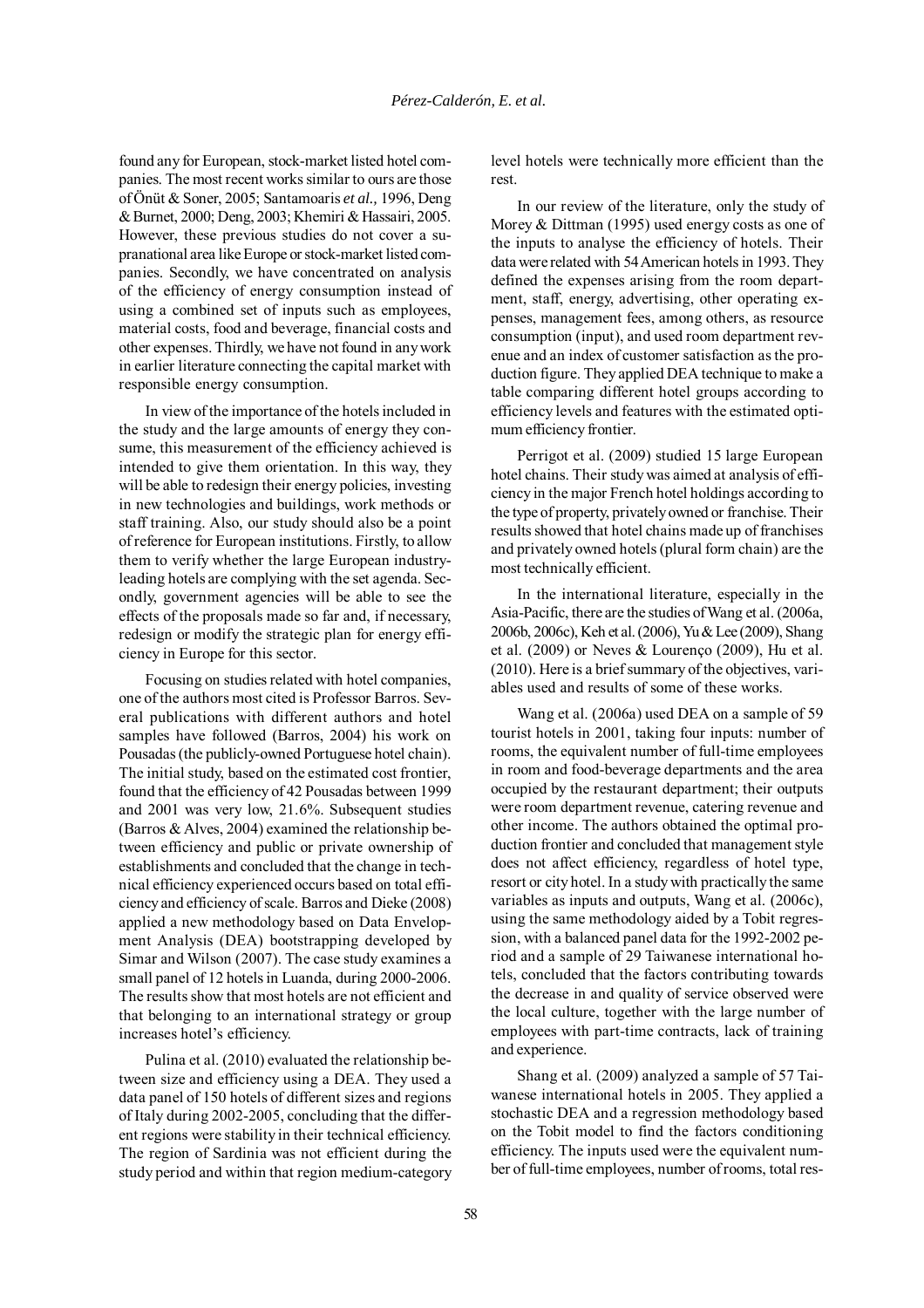found any for European, stock-market listed hotel companies. The most recent works similar to ours are those of Önüt & Soner, 2005; Santamoaris *et al.,* 1996, Deng & Burnet, 2000; Deng, 2003; Khemiri & Hassairi, 2005. However, these previous studies do not cover a supranational area like Europe or stock-market listed companies. Secondly, we have concentrated on analysis of the efficiency of energy consumption instead of using a combined set of inputs such as employees, material costs, food and beverage, financial costs and other expenses. Thirdly, we have not found in any work in earlier literature connecting the capital market with responsible energy consumption.

In view of the importance of the hotels included in the study and the large amounts of energy they consume, this measurement of the efficiency achieved is intended to give them orientation. In this way, they will be able to redesign their energy policies, investing in new technologies and buildings, work methods or staff training. Also, our study should also be a point of reference for European institutions. Firstly, to allow them to verify whether the large European industry-leading hotels are complying with the set agenda. Secondly, government agencies will be able to see the effects of the proposals made so far and, if necessary, redesign or modify the strategic plan for energy efficiency in Europe for this sector.

Focusing on studies related with hotel companies, one of the authors most cited is Professor Barros. Several publications with different authors and hotel samples have followed (Barros, 2004) his work on Pousadas (the publicly-owned Portuguese hotel chain). The initial study, based on the estimated cost frontier, found that the efficiency of 42 Pousadas between 1999 and 2001 was very low, 21.6%. Subsequent studies (Barros & Alves, 2004) examined the relationship between efficiency and public or private ownership of establishments and concluded that the change in technical efficiency experienced occurs based on total efficiency and efficiency of scale. Barros and Dieke (2008) applied a new methodology based on Data Envelopment Analysis (DEA) bootstrapping developed by Simar and Wilson (2007). The case study examines a small panel of 12 hotels in Luanda, during 2000-2006. The results show that most hotels are not efficient and that belonging to an international strategy or group increases hotel's efficiency.

Pulina et al. (2010) evaluated the relationship between size and efficiency using a DEA. They used a data panel of 150 hotels of different sizes and regions of Italy during 2002-2005, concluding that the different regions were stability in their technical efficiency. The region of Sardinia was not efficient during the study period and within that region medium-category level hotels were technically more efficient than the rest.

In our review of the literature, only the study of Morey & Dittman (1995) used energy costs as one of the inputs to analyse the efficiency of hotels. Their data were related with 54 American hotels in 1993. They defined the expenses arising from the room department, staff, energy, advertising, other operating expenses, management fees, among others, as resource consumption (input), and used room department revenue and an index of customer satisfaction as the production figure. They applied DEA technique to make a table comparing different hotel groups according to efficiency levels and features with the estimated optimum efficiency frontier.

Perrigot et al. (2009) studied 15 large European hotel chains. Their study was aimed at analysis of efficiency in the major French hotel holdings according to the type of property, privately owned or franchise. Their results showed that hotel chains made up of franchises and privately owned hotels (plural form chain) are the most technically efficient.

In the international literature, especially in the Asia-Pacific, there are the studies of Wang et al. (2006a, 2006b, 2006c), Keh et al. (2006), Yu & Lee (2009), Shang et al. (2009) or Neves & Lourenço (2009), Hu et al. (2010). Here is a brief summary of the objectives, variables used and results of some of these works.

Wang et al. (2006a) used DEA on a sample of 59 tourist hotels in 2001, taking four inputs: number of rooms, the equivalent number of full-time employees in room and food-beverage departments and the area occupied by the restaurant department; their outputs were room department revenue, catering revenue and other income. The authors obtained the optimal production frontier and concluded that management style does not affect efficiency, regardless of hotel type, resort or city hotel. In a study with practically the same variables as inputs and outputs, Wang et al. (2006c), using the same methodology aided by a Tobit regression, with a balanced panel data for the 1992-2002 period and a sample of 29 Taiwanese international hotels, concluded that the factors contributing towards the decrease in and quality of service observed were the local culture, together with the large number of employees with part-time contracts, lack of training and experience.

Shang et al. (2009) analyzed a sample of 57 Taiwanese international hotels in 2005. They applied a stochastic DEA and a regression methodology based on the Tobit model to find the factors conditioning efficiency. The inputs used were the equivalent number of full-time employees, number of rooms, total res-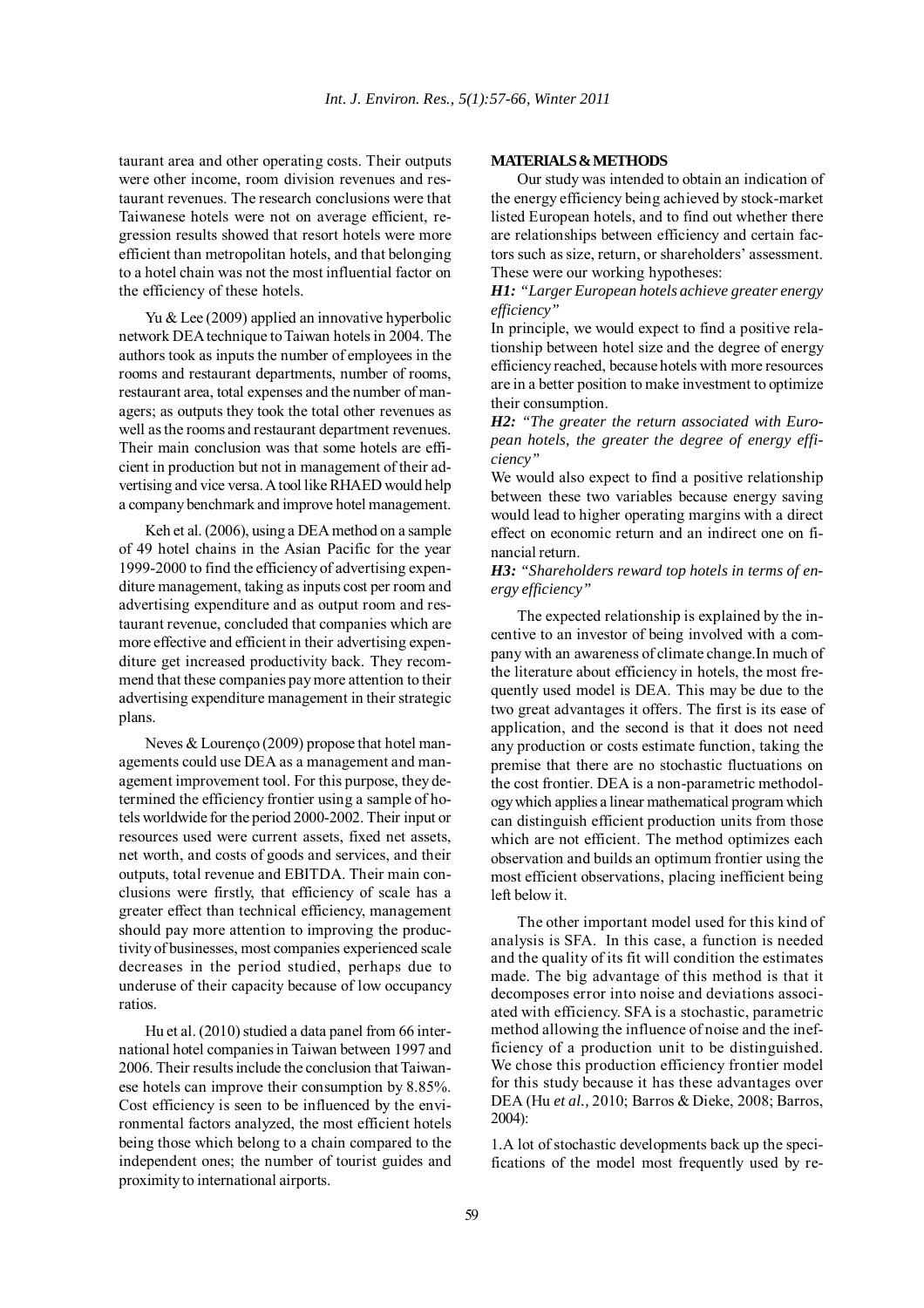taurant area and other operating costs. Their outputs were other income, room division revenues and restaurant revenues. The research conclusions were that Taiwanese hotels were not on average efficient, regression results showed that resort hotels were more efficient than metropolitan hotels, and that belonging to a hotel chain was not the most influential factor on the efficiency of these hotels.

Yu & Lee (2009) applied an innovative hyperbolic network DEA technique to Taiwan hotels in 2004. The authors took as inputs the number of employees in the rooms and restaurant departments, number of rooms, restaurant area, total expenses and the number of managers; as outputs they took the total other revenues as well as the rooms and restaurant department revenues. Their main conclusion was that some hotels are efficient in production but not in management of their advertising and vice versa. A tool like RHAED would help a company benchmark and improve hotel management.

Keh et al. (2006), using a DEA method on a sample of 49 hotel chains in the Asian Pacific for the year 1999-2000 to find the efficiency of advertising expenditure management, taking as inputs cost per room and advertising expenditure and as output room and restaurant revenue, concluded that companies which are more effective and efficient in their advertising expenditure get increased productivity back. They recommend that these companies pay more attention to their advertising expenditure management in their strategic plans.

Neves & Lourenço (2009) propose that hotel managements could use DEA as a management and management improvement tool. For this purpose, they determined the efficiency frontier using a sample of hotels worldwide for the period 2000-2002. Their input or resources used were current assets, fixed net assets, net worth, and costs of goods and services, and their outputs, total revenue and EBITDA. Their main conclusions were firstly, that efficiency of scale has a greater effect than technical efficiency, management should pay more attention to improving the productivity of businesses, most companies experienced scale decreases in the period studied, perhaps due to underuse of their capacity because of low occupancy ratios.

Hu et al. (2010) studied a data panel from 66 international hotel companies in Taiwan between 1997 and 2006. Their results include the conclusion that Taiwanese hotels can improve their consumption by 8.85%. Cost efficiency is seen to be influenced by the environmental factors analyzed, the most efficient hotels being those which belong to a chain compared to the independent ones; the number of tourist guides and proximity to international airports.

## MATERIALS & METHODS

Our study was intended to obtain an indication of the energy efficiency being achieved by stock-market listed European hotels, and to find out whether there are relationships between efficiency and certain factors such as size, return, or shareholders' assessment. These were our working hypotheses:

***H1:*** *"Larger European hotels achieve greater energy efficiency"*

In principle, we would expect to find a positive relationship between hotel size and the degree of energy efficiency reached, because hotels with more resources are in a better position to make investment to optimize their consumption.

***H2:*** *"The greater the return associated with European hotels, the greater the degree of energy efficiency"*

We would also expect to find a positive relationship between these two variables because energy saving would lead to higher operating margins with a direct effect on economic return and an indirect one on financial return.

***H3:*** *"Shareholders reward top hotels in terms of energy efficiency"*

The expected relationship is explained by the incentive to an investor of being involved with a company with an awareness of climate change.In much of the literature about efficiency in hotels, the most frequently used model is DEA. This may be due to the two great advantages it offers. The first is its ease of application, and the second is that it does not need any production or costs estimate function, taking the premise that there are no stochastic fluctuations on the cost frontier. DEA is a non-parametric methodology which applies a linear mathematical program which can distinguish efficient production units from those which are not efficient. The method optimizes each observation and builds an optimum frontier using the most efficient observations, placing inefficient being left below it.

The other important model used for this kind of analysis is SFA. In this case, a function is needed and the quality of its fit will condition the estimates made. The big advantage of this method is that it decomposes error into noise and deviations associated with efficiency. SFA is a stochastic, parametric method allowing the influence of noise and the inefficiency of a production unit to be distinguished. We chose this production efficiency frontier model for this study because it has these advantages over DEA (Hu *et al.,* 2010; Barros & Dieke, 2008; Barros, 2004):

1.A lot of stochastic developments back up the specifications of the model most frequently used by re-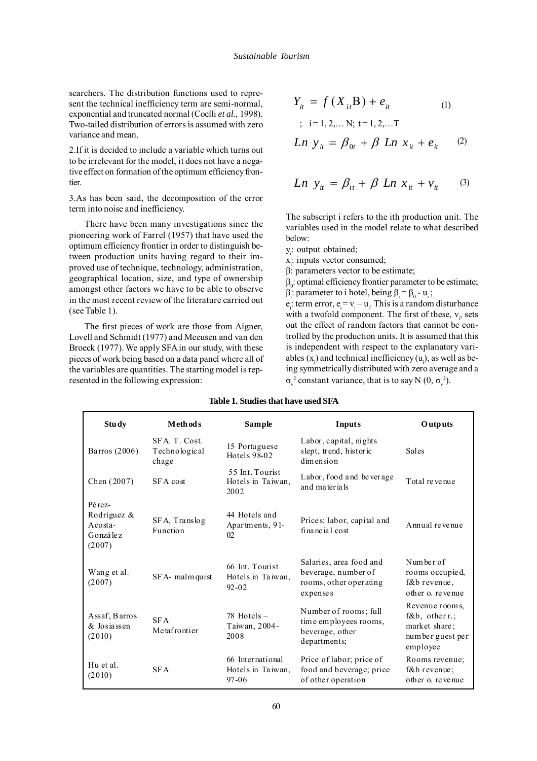searchers. The distribution functions used to represent the technical inefficiency term are semi-normal, exponential and truncated normal (Coelli *et al.,* 1998). Two-tailed distribution of errors is assumed with zero variance and mean.

2.If it is decided to include a variable which turns out to be irrelevant for the model, it does not have a negative effect on formation of the optimum efficiency frontier.

3.As has been said, the decomposition of the error term into noise and inefficiency.

There have been many investigations since the pioneering work of Farrel (1957) that have used the optimum efficiency frontier in order to distinguish between production units having regard to their improved use of technique, technology, administration, geographical location, size, and type of ownership amongst other factors we have to be able to observe in the most recent review of the literature carried out (see Table 1).

The first pieces of work are those from Aigner, Lovell and Schmidt (1977) and Meeusen and van den Broeck (1977). We apply SFA in our study, with these pieces of work being based on a data panel where all of the variables are quantities. The starting model is represented in the following expression:

$$Y_{it} = f(X_{it}\mathrm{B}) + e_{it} \qquad (1)$$

$$; \quad i = 1, 2, \ldots N; \; t = 1, 2, \ldots T$$

$$Ln\ y_{it} = \beta_{0t} + \beta\ Ln\ x_{it} + e_{it} \qquad (2)$$

$$Ln\ y_{it} = \beta_{it} + \beta\ Ln\ x_{it} + v_{it} \qquad (3)$$

The subscript i refers to the ith production unit. The variables used in the model relate to what described below:

$y_i$: output obtained;

$x_i$: inputs vector consumed;

β: parameters vector to be estimate;

$\beta_0$: optimal efficiency frontier parameter to be estimate;

$\beta_i$: parameter to i hotel, being $\beta_i = \beta_0 - u_i$;

$e_i$: term error, $e_i = v_i - u_i$. This is a random disturbance with a twofold component. The first of these, $v_i$, sets out the effect of random factors that cannot be controlled by the production units. It is assumed that this is independent with respect to the explanatory variables ($x_i$) and technical inefficiency ($u_i$), as well as being symmetrically distributed with zero average and a $\sigma_v^2$ constant variance, that is to say N (0, $\sigma_v^2$).

**Table 1. Studies that have used SFA**

| Study | Methods | Sample | Inputs | Outputs |
|---|---|---|---|---|
| Barros (2006) | SFA. T. Cost. Technological chage | 15 Portuguese Hotels 98-02 | Labor, capital, nights slept, trend, historic dimension | Sales |
| Chen (2007) | SFA cost | 55 Int. Tourist Hotels in Taiwan, 2002 | Labor, food and beverage and materials | Total revenue |
| Pérez-Rodríguez & Acosta-González (2007) | SFA, Translog Function | 44 Hotels and Apartments, 91-02 | Prices: labor, capital and financial cost | Annual revenue |
| Wang et al. (2007) | SFA- malmquist | 66 Int. Tourist Hotels in Taiwan, 92-02 | Salaries, area food and beverage, number of rooms, other operating expenses | Number of rooms occupied, f&b revenue, other o. revenue |
| Assaf, Barros & Josiassen (2010) | SFA Metafrontier | 78 Hotels – Taiwan, 2004-2008 | Number of rooms; full time employees rooms, beverage, other departments; | Revenue rooms, f&b, other r.; market share; number guest per employee |
| Hu et al. (2010) | SFA | 66 International Hotels in Taiwan, 97-06 | Price of labor; price of food and beverage; price of other operation | Rooms revenue; f&b revenue; other o. revenue |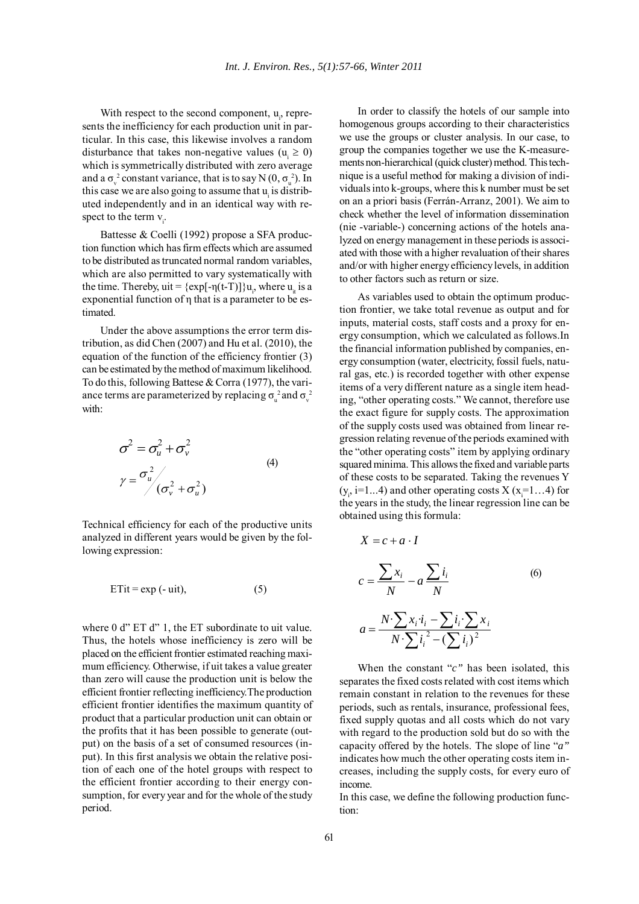With respect to the second component, $u_i$, represents the inefficiency for each production unit in particular. In this case, this likewise involves a random disturbance that takes non-negative values ($u_i \geq 0$) which is symmetrically distributed with zero average and a $\sigma_v^2$ constant variance, that is to say N (0, $\sigma_u^2$). In this case we are also going to assume that $u_i$ is distributed independently and in an identical way with respect to the term $v_i$.

Battesse & Coelli (1992) propose a SFA production function which has firm effects which are assumed to be distributed as truncated normal random variables, which are also permitted to vary systematically with the time. Thereby, uit = {exp[-η(t-T)]}$u_i$, where $u_{it}$ is a exponential function of η that is a parameter to be estimated.

Under the above assumptions the error term distribution, as did Chen (2007) and Hu et al. (2010), the equation of the function of the efficiency frontier (3) can be estimated by the method of maximum likelihood. To do this, following Battese & Corra (1977), the variance terms are parameterized by replacing $\sigma_u^2$ and $\sigma_v^2$ with:

$$\sigma^2 = \sigma_u^2 + \sigma_v^2$$
$$\gamma = \sigma_u^2 / (\sigma_v^2 + \sigma_u^2) \tag{4}$$

Technical efficiency for each of the productive units analyzed in different years would be given by the following expression:

$$\text{ETit} = \exp(-\text{uit}), \tag{5}$$

where 0 d" ET d" 1, the ET subordinate to uit value. Thus, the hotels whose inefficiency is zero will be placed on the efficient frontier estimated reaching maximum efficiency. Otherwise, if uit takes a value greater than zero will cause the production unit is below the efficient frontier reflecting inefficiency.The production efficient frontier identifies the maximum quantity of product that a particular production unit can obtain or the profits that it has been possible to generate (output) on the basis of a set of consumed resources (input). In this first analysis we obtain the relative position of each one of the hotel groups with respect to the efficient frontier according to their energy consumption, for every year and for the whole of the study period.

In order to classify the hotels of our sample into homogenous groups according to their characteristics we use the groups or cluster analysis. In our case, to group the companies together we use the K-measurements non-hierarchical (quick cluster) method. This technique is a useful method for making a division of individuals into k-groups, where this k number must be set on an a priori basis (Ferrán-Arranz, 2001). We aim to check whether the level of information dissemination (nie -variable-) concerning actions of the hotels analyzed on energy management in these periods is associated with those with a higher revaluation of their shares and/or with higher energy efficiency levels, in addition to other factors such as return or size.

As variables used to obtain the optimum production frontier, we take total revenue as output and for inputs, material costs, staff costs and a proxy for energy consumption, which we calculated as follows.In the financial information published by companies, energy consumption (water, electricity, fossil fuels, natural gas, etc.) is recorded together with other expense items of a very different nature as a single item heading, "other operating costs." We cannot, therefore use the exact figure for supply costs. The approximation of the supply costs used was obtained from linear regression relating revenue of the periods examined with the "other operating costs" item by applying ordinary squared minima. This allows the fixed and variable parts of these costs to be separated. Taking the revenues Y ($y_i$, i=1...4) and other operating costs X ($x_i$=1…4) for the years in the study, the linear regression line can be obtained using this formula:

$$X = c + a \cdot I$$

$$c = \frac{\sum x_i}{N} - a\frac{\sum i_i}{N} \tag{6}$$

$$a = \frac{N \cdot \sum x_i \cdot i_i - \sum i_i \cdot \sum x_i}{N \cdot \sum i_i^2 - (\sum i_i)^2}$$

When the constant "*c*" has been isolated, this separates the fixed costs related with cost items which remain constant in relation to the revenues for these periods, such as rentals, insurance, professional fees, fixed supply quotas and all costs which do not vary with regard to the production sold but do so with the capacity offered by the hotels. The slope of line "*a*" indicates how much the other operating costs item increases, including the supply costs, for every euro of income.

In this case, we define the following production function: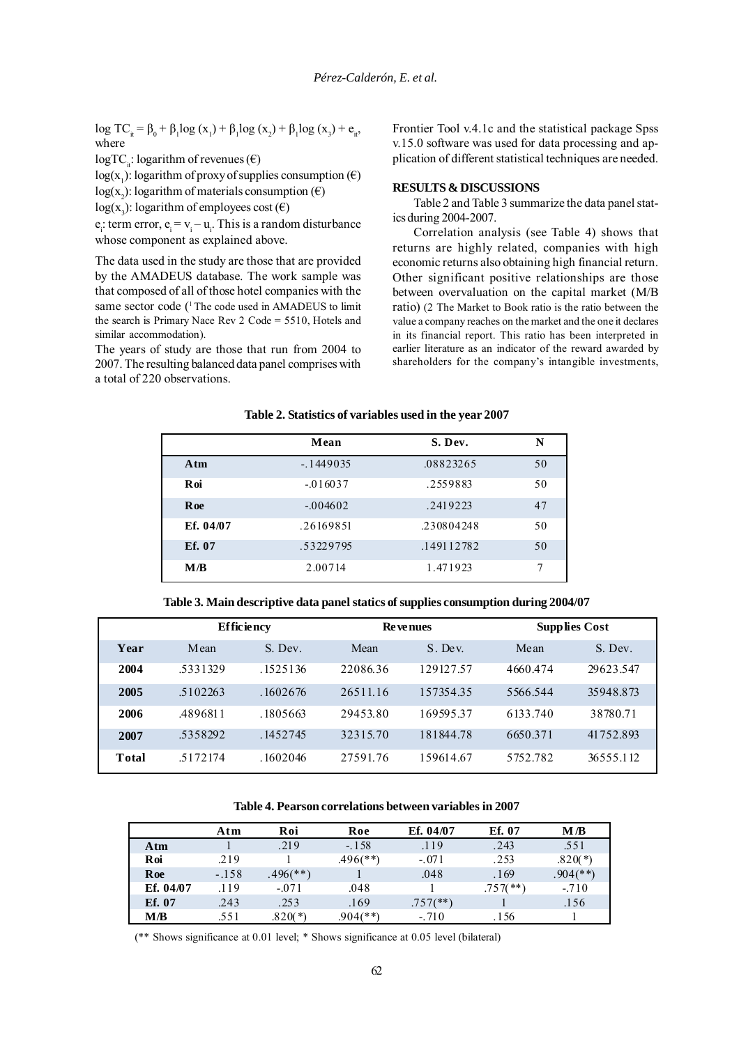$\log TC_{it} = \beta_0 + \beta_1 \log(x_1) + \beta_1 \log(x_2) + \beta_1 \log(x_3) + e_{it}$, where

$\log TC_{it}$: logarithm of revenues (€)

$\log(x_1)$: logarithm of proxy of supplies consumption (€)

$\log(x_2)$: logarithm of materials consumption (€)

$\log(x_3)$: logarithm of employees cost (€)

$e_i$: term error, $e_i = v_i - u_i$. This is a random disturbance whose component as explained above.

The data used in the study are those that are provided by the AMADEUS database. The work sample was that composed of all of those hotel companies with the same sector code ([1] The code used in AMADEUS to limit the search is Primary Nace Rev 2 Code = 5510, Hotels and similar accommodation).

The years of study are those that run from 2004 to 2007. The resulting balanced data panel comprises with a total of 220 observations.

Frontier Tool v.4.1c and the statistical package Spss v.15.0 software was used for data processing and application of different statistical techniques are needed.

## RESULTS & DISCUSSIONS

Table 2 and Table 3 summarize the data panel statics during 2004-2007.

Correlation analysis (see Table 4) shows that returns are highly related, companies with high economic returns also obtaining high financial return. Other significant positive relationships are those between overvaluation on the capital market (M/B ratio) (2 The Market to Book ratio is the ratio between the value a company reaches on the market and the one it declares in its financial report. This ratio has been interpreted in earlier literature as an indicator of the reward awarded by shareholders for the company's intangible investments,

**Table 2. Statistics of variables used in the year 2007**

| | Mean | S. Dev. | N |
|---|---|---|---|
| **Atm** | -.1449035 | .08823265 | 50 |
| **Roi** | -.016037 | .2559883 | 50 |
| **Roe** | -.004602 | .2419223 | 47 |
| **Ef. 04/07** | .26169851 | .230804248 | 50 |
| **Ef. 07** | .53229795 | .149112782 | 50 |
| **M/B** | 2.00714 | 1.471923 | 7 |

**Table 3. Main descriptive data panel statics of supplies consumption during 2004/07**

| | **Efficiency** | | **Revenues** | | **Supplies Cost** | |
|---|---|---|---|---|---|---|
| **Year** | Mean | S. Dev. | Mean | S. Dev. | Mean | S. Dev. |
| **2004** | .5331329 | .1525136 | 22086.36 | 129127.57 | 4660.474 | 29623.547 |
| **2005** | .5102263 | .1602676 | 26511.16 | 157354.35 | 5566.544 | 35948.873 |
| **2006** | .4896811 | .1805663 | 29453.80 | 169595.37 | 6133.740 | 38780.71 |
| **2007** | .5358292 | .1452745 | 32315.70 | 181844.78 | 6650.371 | 41752.893 |
| **Total** | .5172174 | .1602046 | 27591.76 | 159614.67 | 5752.782 | 36555.112 |

**Table 4. Pearson correlations between variables in 2007**

| | Atm | Roi | Roe | Ef. 04/07 | Ef. 07 | M/B |
|---|---|---|---|---|---|---|
| **Atm** | 1 | .219 | -.158 | .119 | .243 | .551 |
| **Roi** | .219 | 1 | .496(**) | -.071 | .253 | .820(*) |
| **Roe** | -.158 | .496(**) | 1 | .048 | .169 | .904(**) |
| **Ef. 04/07** | .119 | -.071 | .048 | 1 | .757(**) | -.710 |
| **Ef. 07** | .243 | .253 | .169 | .757(**) | 1 | .156 |
| **M/B** | .551 | .820(*) | .904(**) | -.710 | .156 | 1 |

(** Shows significance at 0.01 level; * Shows significance at 0.05 level (bilateral)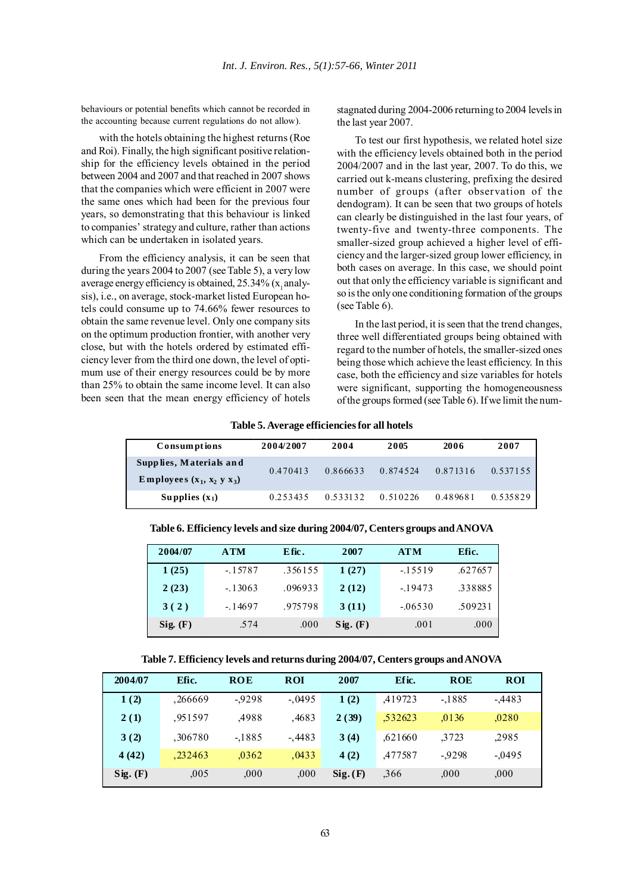behaviours or potential benefits which cannot be recorded in the accounting because current regulations do not allow).

with the hotels obtaining the highest returns (Roe and Roi). Finally, the high significant positive relationship for the efficiency levels obtained in the period between 2004 and 2007 and that reached in 2007 shows that the companies which were efficient in 2007 were the same ones which had been for the previous four years, so demonstrating that this behaviour is linked to companies' strategy and culture, rather than actions which can be undertaken in isolated years.

From the efficiency analysis, it can be seen that during the years 2004 to 2007 (see Table 5), a very low average energy efficiency is obtained, 25.34% ($x_1$ analysis), i.e., on average, stock-market listed European hotels could consume up to 74.66% fewer resources to obtain the same revenue level. Only one company sits on the optimum production frontier, with another very close, but with the hotels ordered by estimated efficiency lever from the third one down, the level of optimum use of their energy resources could be by more than 25% to obtain the same income level. It can also been seen that the mean energy efficiency of hotels stagnated during 2004-2006 returning to 2004 levels in the last year 2007.

To test our first hypothesis, we related hotel size with the efficiency levels obtained both in the period 2004/2007 and in the last year, 2007. To do this, we carried out k-means clustering, prefixing the desired number of groups (after observation of the dendogram). It can be seen that two groups of hotels can clearly be distinguished in the last four years, of twenty-five and twenty-three components. The smaller-sized group achieved a higher level of efficiency and the larger-sized group lower efficiency, in both cases on average. In this case, we should point out that only the efficiency variable is significant and so is the only one conditioning formation of the groups (see Table 6).

In the last period, it is seen that the trend changes, three well differentiated groups being obtained with regard to the number of hotels, the smaller-sized ones being those which achieve the least efficiency. In this case, both the efficiency and size variables for hotels were significant, supporting the homogeneousness of the groups formed (see Table 6). If we limit the num-

**Table 5. Average efficiencies for all hotels**

| Consumptions | 2004/2007 | 2004 | 2005 | 2006 | 2007 |
|---|---|---|---|---|---|
| Supplies, Materials and Employees ($x_1$, $x_2$ y $x_3$) | 0.470413 | 0.866633 | 0.874524 | 0.871316 | 0.537155 |
| Supplies ($x_1$) | 0.253435 | 0.533132 | 0.510226 | 0.489681 | 0.535829 |

**Table 6. Efficiency levels and size during 2004/07, Centers groups and ANOVA**

| 2004/07 | ATM | Efic. | 2007 | ATM | Efic. |
|---|---|---|---|---|---|
| 1 (25) | -.15787 | .356155 | 1 (27) | -.15519 | .627657 |
| 2 (23) | -.13063 | .096933 | 2 (12) | -.19473 | .338885 |
| 3 ( 2 ) | -.14697 | .975798 | 3 (11) | -.06530 | .509231 |
| Sig. (F) | .574 | .000 | Sig. (F) | .001 | .000 |

**Table 7. Efficiency levels and returns during 2004/07, Centers groups and ANOVA**

| 2004/07 | Efic. | ROE | ROI | 2007 | Efic. | ROE | ROI |
|---|---|---|---|---|---|---|---|
| 1 (2) | ,266669 | -,9298 | -,0495 | 1 (2) | ,419723 | -,1885 | -,4483 |
| 2 (1) | ,951597 | ,4988 | ,4683 | 2 (39) | ,532623 | ,0136 | ,0280 |
| 3 (2) | ,306780 | -,1885 | -,4483 | 3 (4) | ,621660 | ,3723 | ,2985 |
| 4 (42) | ,232463 | ,0362 | ,0433 | 4 (2) | ,477587 | -,9298 | -,0495 |
| Sig. (F) | ,005 | ,000 | ,000 | Sig. (F) | ,366 | ,000 | ,000 |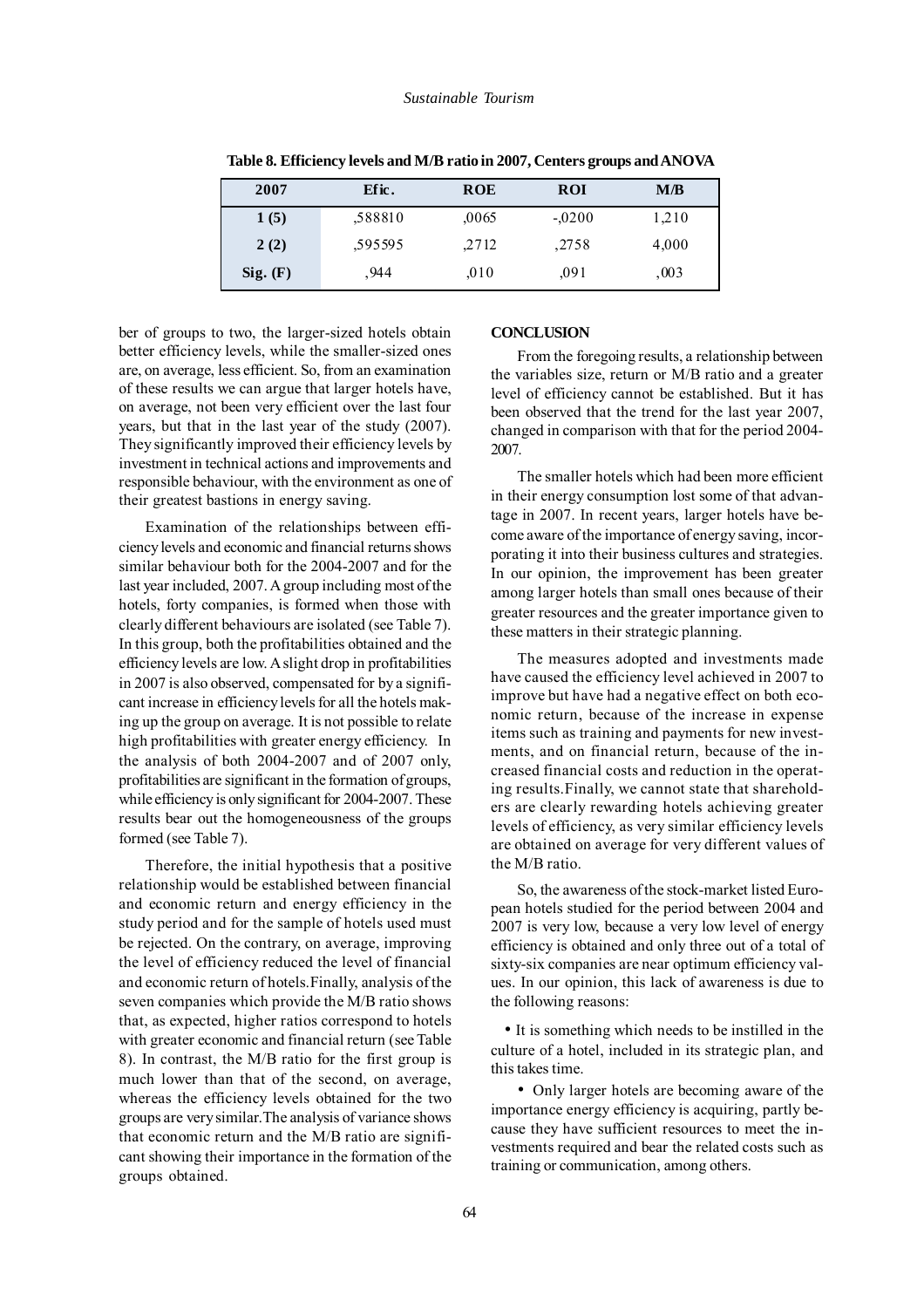**Table 8. Efficiency levels and M/B ratio in 2007, Centers groups and ANOVA**

| 2007 | Efic. | ROE | ROI | M/B |
|---|---|---|---|---|
| 1 (5) | ,588810 | ,0065 | -,0200 | 1,210 |
| 2 (2) | ,595595 | ,2712 | ,2758 | 4,000 |
| Sig. (F) | ,944 | ,010 | ,091 | ,003 |

ber of groups to two, the larger-sized hotels obtain better efficiency levels, while the smaller-sized ones are, on average, less efficient. So, from an examination of these results we can argue that larger hotels have, on average, not been very efficient over the last four years, but that in the last year of the study (2007). They significantly improved their efficiency levels by investment in technical actions and improvements and responsible behaviour, with the environment as one of their greatest bastions in energy saving.

Examination of the relationships between efficiency levels and economic and financial returns shows similar behaviour both for the 2004-2007 and for the last year included, 2007. A group including most of the hotels, forty companies, is formed when those with clearly different behaviours are isolated (see Table 7). In this group, both the profitabilities obtained and the efficiency levels are low. A slight drop in profitabilities in 2007 is also observed, compensated for by a significant increase in efficiency levels for all the hotels making up the group on average. It is not possible to relate high profitabilities with greater energy efficiency. In the analysis of both 2004-2007 and of 2007 only, profitabilities are significant in the formation of groups, while efficiency is only significant for 2004-2007. These results bear out the homogeneousness of the groups formed (see Table 7).

Therefore, the initial hypothesis that a positive relationship would be established between financial and economic return and energy efficiency in the study period and for the sample of hotels used must be rejected. On the contrary, on average, improving the level of efficiency reduced the level of financial and economic return of hotels. Finally, analysis of the seven companies which provide the M/B ratio shows that, as expected, higher ratios correspond to hotels with greater economic and financial return (see Table 8). In contrast, the M/B ratio for the first group is much lower than that of the second, on average, whereas the efficiency levels obtained for the two groups are very similar. The analysis of variance shows that economic return and the M/B ratio are significant showing their importance in the formation of the groups obtained.

## CONCLUSION

From the foregoing results, a relationship between the variables size, return or M/B ratio and a greater level of efficiency cannot be established. But it has been observed that the trend for the last year 2007, changed in comparison with that for the period 2004-2007.

The smaller hotels which had been more efficient in their energy consumption lost some of that advantage in 2007. In recent years, larger hotels have become aware of the importance of energy saving, incorporating it into their business cultures and strategies. In our opinion, the improvement has been greater among larger hotels than small ones because of their greater resources and the greater importance given to these matters in their strategic planning.

The measures adopted and investments made have caused the efficiency level achieved in 2007 to improve but have had a negative effect on both economic return, because of the increase in expense items such as training and payments for new investments, and on financial return, because of the increased financial costs and reduction in the operating results. Finally, we cannot state that shareholders are clearly rewarding hotels achieving greater levels of efficiency, as very similar efficiency levels are obtained on average for very different values of the M/B ratio.

So, the awareness of the stock-market listed European hotels studied for the period between 2004 and 2007 is very low, because a very low level of energy efficiency is obtained and only three out of a total of sixty-six companies are near optimum efficiency values. In our opinion, this lack of awareness is due to the following reasons:

- It is something which needs to be instilled in the culture of a hotel, included in its strategic plan, and this takes time.
- Only larger hotels are becoming aware of the importance energy efficiency is acquiring, partly because they have sufficient resources to meet the investments required and bear the related costs such as training or communication, among others.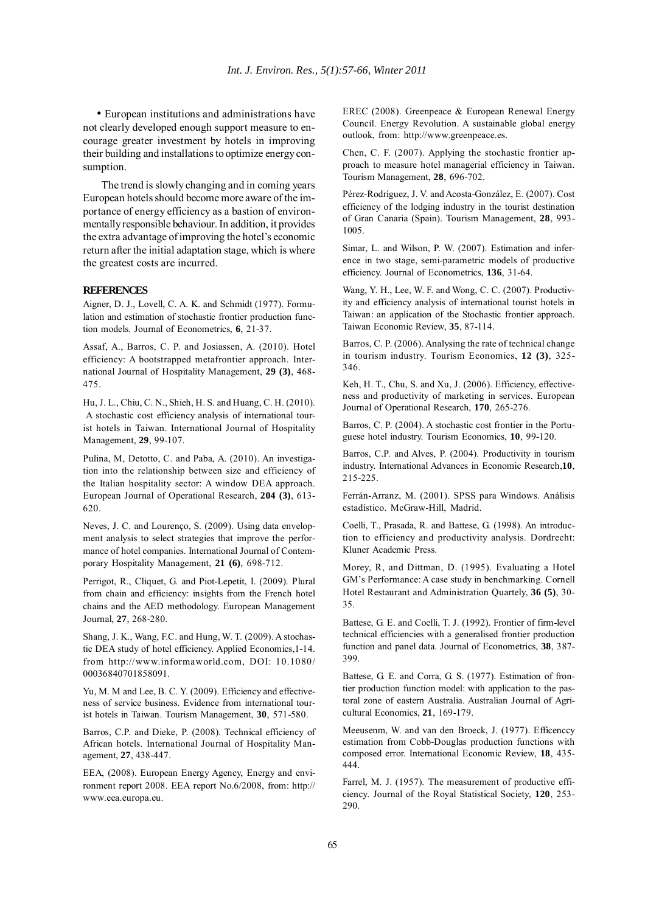- European institutions and administrations have not clearly developed enough support measure to encourage greater investment by hotels in improving their building and installations to optimize energy consumption.

The trend is slowly changing and in coming years European hotels should become more aware of the importance of energy efficiency as a bastion of environmentally responsible behaviour. In addition, it provides the extra advantage of improving the hotel's economic return after the initial adaptation stage, which is where the greatest costs are incurred.

## REFERENCES

Aigner, D. J., Lovell, C. A. K. and Schmidt (1977). Formulation and estimation of stochastic frontier production function models. Journal of Econometrics, **6**, 21-37.

Assaf, A., Barros, C. P. and Josiassen, A. (2010). Hotel efficiency: A bootstrapped metafrontier approach. International Journal of Hospitality Management, **29 (3)**, 468-475.

Hu, J. L., Chiu, C. N., Shieh, H. S. and Huang, C. H. (2010). A stochastic cost efficiency analysis of international tourist hotels in Taiwan. International Journal of Hospitality Management, **29**, 99-107.

Pulina, M, Detotto, C. and Paba, A. (2010). An investigation into the relationship between size and efficiency of the Italian hospitality sector: A window DEA approach. European Journal of Operational Research, **204 (3)**, 613-620.

Neves, J. C. and Lourenço, S. (2009). Using data envelopment analysis to select strategies that improve the performance of hotel companies. International Journal of Contemporary Hospitality Management, **21 (6)**, 698-712.

Perrigot, R., Cliquet, G. and Piot-Lepetit, I. (2009). Plural from chain and efficiency: insights from the French hotel chains and the AED methodology. European Management Journal, **27**, 268-280.

Shang, J. K., Wang, F.C. and Hung, W. T. (2009). A stochastic DEA study of hotel efficiency. Applied Economics,1-14. from http://www.informaworld.com, DOI: 10.1080/00036840701858091.

Yu, M. M and Lee, B. C. Y. (2009). Efficiency and effectiveness of service business. Evidence from international tourist hotels in Taiwan. Tourism Management, **30**, 571-580.

Barros, C.P. and Dieke, P. (2008). Technical efficiency of African hotels. International Journal of Hospitality Management, **27**, 438-447.

EEA, (2008). European Energy Agency, Energy and environment report 2008. EEA report No.6/2008, from: http://www.eea.europa.eu.

EREC (2008). Greenpeace & European Renewal Energy Council. Energy Revolution. A sustainable global energy outlook, from: http://www.greenpeace.es.

Chen, C. F. (2007). Applying the stochastic frontier approach to measure hotel managerial efficiency in Taiwan. Tourism Management, **28**, 696-702.

Pérez-Rodríguez, J. V. and Acosta-González, E. (2007). Cost efficiency of the lodging industry in the tourist destination of Gran Canaria (Spain). Tourism Management, **28**, 993-1005.

Simar, L. and Wilson, P. W. (2007). Estimation and inference in two stage, semi-parametric models of productive efficiency. Journal of Econometrics, **136**, 31-64.

Wang, Y. H., Lee, W. F. and Wong, C. C. (2007). Productivity and efficiency analysis of international tourist hotels in Taiwan: an application of the Stochastic frontier approach. Taiwan Economic Review, **35**, 87-114.

Barros, C. P. (2006). Analysing the rate of technical change in tourism industry. Tourism Economics, **12 (3)**, 325-346.

Keh, H. T., Chu, S. and Xu, J. (2006). Efficiency, effectiveness and productivity of marketing in services. European Journal of Operational Research, **170**, 265-276.

Barros, C. P. (2004). A stochastic cost frontier in the Portuguese hotel industry. Tourism Economics, **10**, 99-120.

Barros, C.P. and Alves, P. (2004). Productivity in tourism industry. International Advances in Economic Research,**10**, 215-225.

Ferrán-Arranz, M. (2001). SPSS para Windows. Análisis estadístico. McGraw-Hill, Madrid.

Coelli, T., Prasada, R. and Battese, G. (1998). An introduction to efficiency and productivity analysis. Dordrecht: Kluner Academic Press.

Morey, R, and Dittman, D. (1995). Evaluating a Hotel GM's Performance: A case study in benchmarking. Cornell Hotel Restaurant and Administration Quartely, **36 (5)**, 30-35.

Battese, G. E. and Coelli, T. J. (1992). Frontier of firm-level technical efficiencies with a generalised frontier production function and panel data. Journal of Econometrics, **38**, 387-399.

Battese, G. E. and Corra, G. S. (1977). Estimation of frontier production function model: with application to the pastoral zone of eastern Australia. Australian Journal of Agricultural Economics, **21**, 169-179.

Meeusenm, W. and van den Broeck, J. (1977). Efficenccy estimation from Cobb-Douglas production functions with composed error. International Economic Review, **18**, 435-444.

Farrel, M. J. (1957). The measurement of productive efficiency. Journal of the Royal Statistical Society, **120**, 253-290.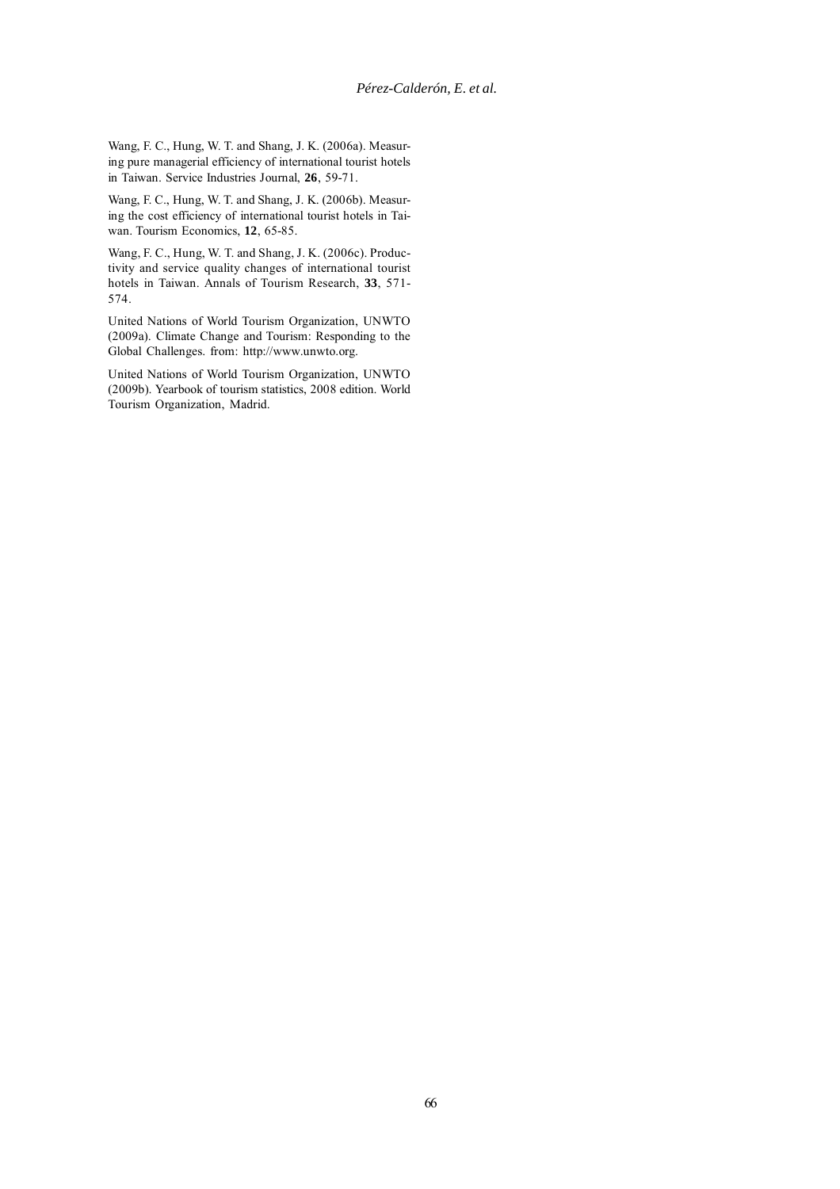Wang, F. C., Hung, W. T. and Shang, J. K. (2006a). Measuring pure managerial efficiency of international tourist hotels in Taiwan. Service Industries Journal, **26**, 59-71.

Wang, F. C., Hung, W. T. and Shang, J. K. (2006b). Measuring the cost efficiency of international tourist hotels in Taiwan. Tourism Economics, **12**, 65-85.

Wang, F. C., Hung, W. T. and Shang, J. K. (2006c). Productivity and service quality changes of international tourist hotels in Taiwan. Annals of Tourism Research, **33**, 571-574.

United Nations of World Tourism Organization, UNWTO (2009a). Climate Change and Tourism: Responding to the Global Challenges. from: http://www.unwto.org.

United Nations of World Tourism Organization, UNWTO (2009b). Yearbook of tourism statistics, 2008 edition. World Tourism Organization, Madrid.